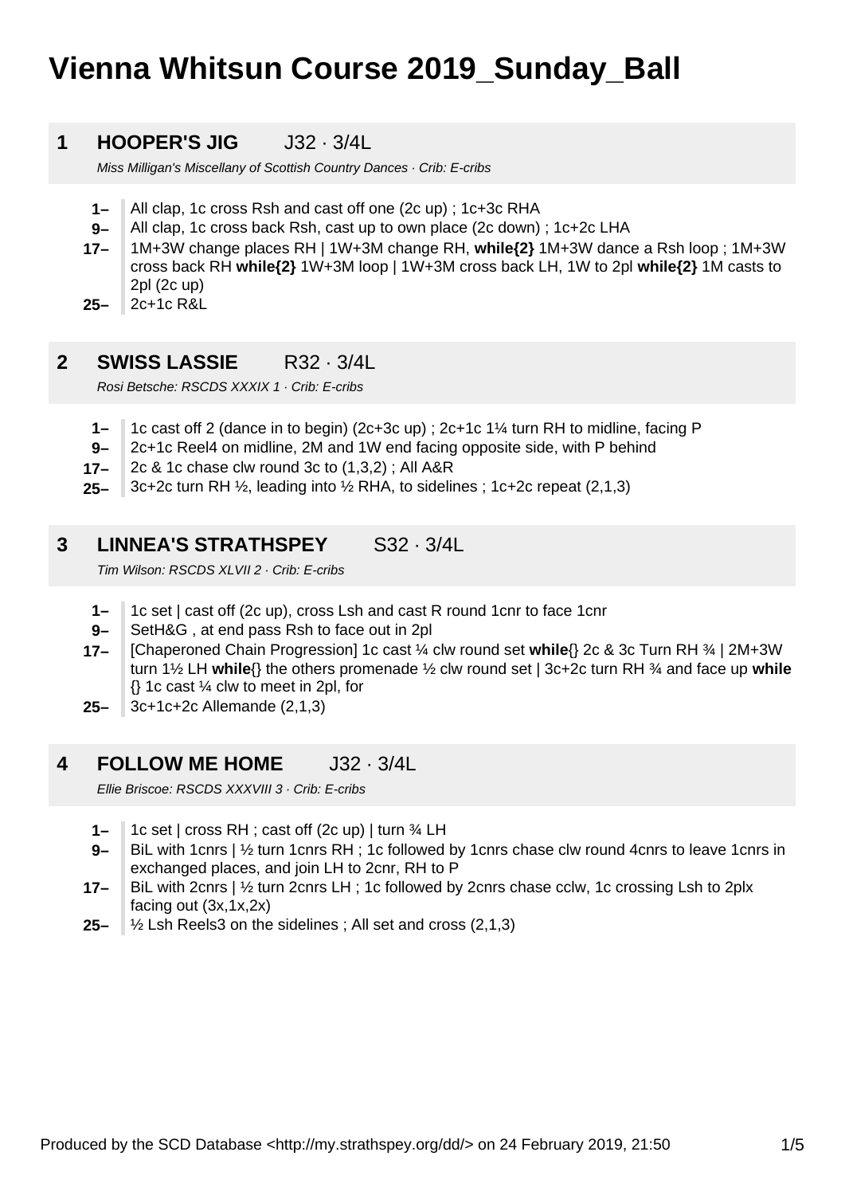# Vienna Whitsun Course 2019_Sunday_Ball

## 1 HOOPER'S JIG J32 · 3/4L

*Miss Milligan's Miscellany of Scottish Country Dances · Crib: E-cribs*

- **1–** All clap, 1c cross Rsh and cast off one (2c up) ; 1c+3c RHA
- **9–** All clap, 1c cross back Rsh, cast up to own place (2c down) ; 1c+2c LHA
- **17–** 1M+3W change places RH | 1W+3M change RH, **while{2}** 1M+3W dance a Rsh loop ; 1M+3W cross back RH **while{2}** 1W+3M loop | 1W+3M cross back LH, 1W to 2pl **while{2}** 1M casts to 2pl (2c up)
- **25–** 2c+1c R&L

## 2 SWISS LASSIE R32 · 3/4L

*Rosi Betsche: RSCDS XXXIX 1 · Crib: E-cribs*

- **1–** 1c cast off 2 (dance in to begin) (2c+3c up) ; 2c+1c 1¼ turn RH to midline, facing P
- **9–** 2c+1c Reel4 on midline, 2M and 1W end facing opposite side, with P behind
- **17–** 2c & 1c chase clw round 3c to (1,3,2) ; All A&R
- **25–** 3c+2c turn RH ½, leading into ½ RHA, to sidelines ; 1c+2c repeat (2,1,3)

## 3 LINNEA'S STRATHSPEY S32 · 3/4L

*Tim Wilson: RSCDS XLVII 2 · Crib: E-cribs*

- **1–** 1c set | cast off (2c up), cross Lsh and cast R round 1cnr to face 1cnr
- **9–** SetH&G , at end pass Rsh to face out in 2pl
- **17–** [Chaperoned Chain Progression] 1c cast ¼ clw round set **while**{} 2c & 3c Turn RH ¾ | 2M+3W turn 1½ LH **while**{} the others promenade ½ clw round set | 3c+2c turn RH ¾ and face up **while** {} 1c cast ¼ clw to meet in 2pl, for
- **25–** 3c+1c+2c Allemande (2,1,3)

## 4 FOLLOW ME HOME J32 · 3/4L

*Ellie Briscoe: RSCDS XXXVIII 3 · Crib: E-cribs*

- **1–** 1c set | cross RH ; cast off (2c up) | turn ¾ LH
- **9–** BiL with 1cnrs | ½ turn 1cnrs RH ; 1c followed by 1cnrs chase clw round 4cnrs to leave 1cnrs in exchanged places, and join LH to 2cnr, RH to P
- **17–** BiL with 2cnrs | ½ turn 2cnrs LH ; 1c followed by 2cnrs chase cclw, 1c crossing Lsh to 2plx facing out (3x,1x,2x)
- **25–** ½ Lsh Reels3 on the sidelines ; All set and cross (2,1,3)

Produced by the SCD Database <http://my.strathspey.org/dd/> on 24 February 2019, 21:50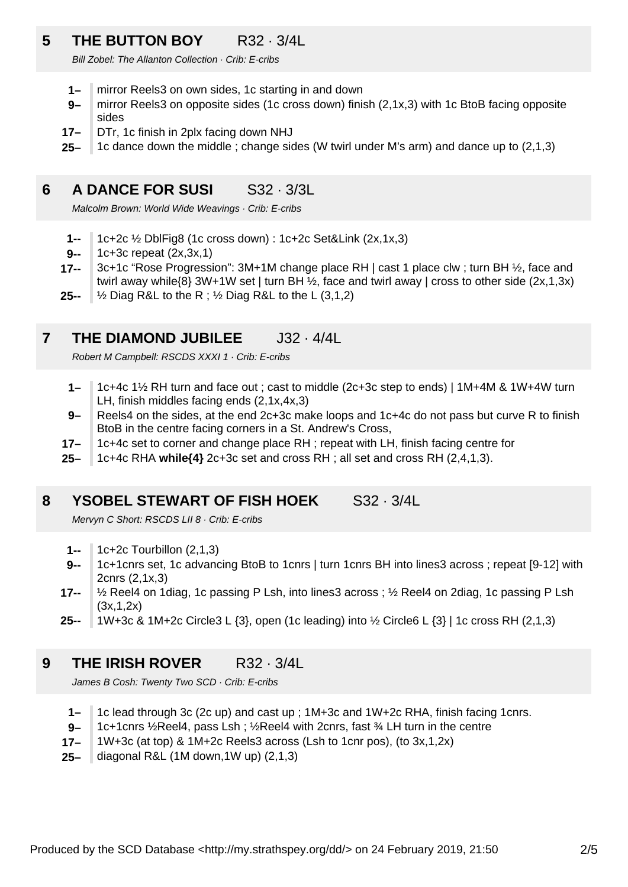## 5 THE BUTTON BOY R32 · 3/4L

*Bill Zobel: The Allanton Collection · Crib: E-cribs*

- **1–** mirror Reels3 on own sides, 1c starting in and down
- **9–** mirror Reels3 on opposite sides (1c cross down) finish (2,1x,3) with 1c BtoB facing opposite sides
- **17–** DTr, 1c finish in 2plx facing down NHJ
- **25–** 1c dance down the middle ; change sides (W twirl under M's arm) and dance up to (2,1,3)

## 6 A DANCE FOR SUSI S32 · 3/3L

*Malcolm Brown: World Wide Weavings · Crib: E-cribs*

- **1--** 1c+2c ½ DblFig8 (1c cross down) : 1c+2c Set&Link (2x,1x,3)
- **9--** 1c+3c repeat (2x,3x,1)
- **17--** 3c+1c "Rose Progression": 3M+1M change place RH | cast 1 place clw ; turn BH ½, face and twirl away while{8} 3W+1W set | turn BH ½, face and twirl away | cross to other side (2x,1,3x)
- **25--** ½ Diag R&L to the R ; ½ Diag R&L to the L (3,1,2)

## 7 THE DIAMOND JUBILEE J32 · 4/4L

*Robert M Campbell: RSCDS XXXI 1 · Crib: E-cribs*

- **1–** 1c+4c 1½ RH turn and face out ; cast to middle (2c+3c step to ends) | 1M+4M & 1W+4W turn LH, finish middles facing ends (2,1x,4x,3)
- **9–** Reels4 on the sides, at the end 2c+3c make loops and 1c+4c do not pass but curve R to finish BtoB in the centre facing corners in a St. Andrew's Cross,
- **17–** 1c+4c set to corner and change place RH ; repeat with LH, finish facing centre for
- **25–** 1c+4c RHA **while{4}** 2c+3c set and cross RH ; all set and cross RH (2,4,1,3).

## 8 YSOBEL STEWART OF FISH HOEK S32 · 3/4L

*Mervyn C Short: RSCDS LII 8 · Crib: E-cribs*

- **1--** 1c+2c Tourbillon (2,1,3)
- **9--** 1c+1cnrs set, 1c advancing BtoB to 1cnrs | turn 1cnrs BH into lines3 across ; repeat [9-12] with 2cnrs (2,1x,3)
- **17--** ½ Reel4 on 1diag, 1c passing P Lsh, into lines3 across ; ½ Reel4 on 2diag, 1c passing P Lsh (3x,1,2x)
- **25--** 1W+3c & 1M+2c Circle3 L {3}, open (1c leading) into ½ Circle6 L {3} | 1c cross RH (2,1,3)

## 9 THE IRISH ROVER R32 · 3/4L

*James B Cosh: Twenty Two SCD · Crib: E-cribs*

- **1–** 1c lead through 3c (2c up) and cast up ; 1M+3c and 1W+2c RHA, finish facing 1cnrs.
- **9–** 1c+1cnrs ½Reel4, pass Lsh ; ½Reel4 with 2cnrs, fast ¾ LH turn in the centre
- **17–** 1W+3c (at top) & 1M+2c Reels3 across (Lsh to 1cnr pos), (to 3x,1,2x)
- **25–** diagonal R&L (1M down,1W up) (2,1,3)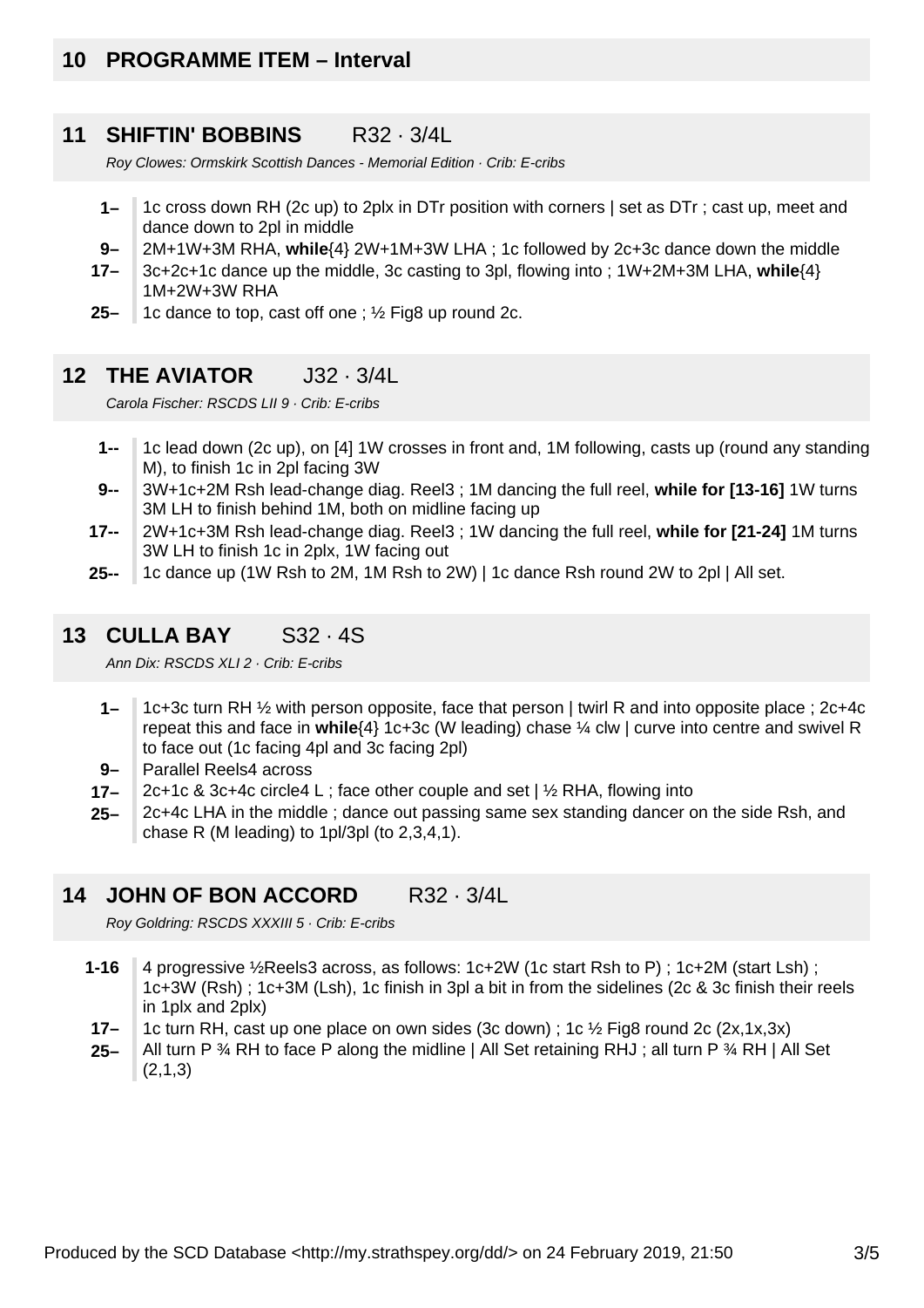## 10 PROGRAMME ITEM – Interval

## 11 SHIFTIN' BOBBINS R32 · 3/4L

*Roy Clowes: Ormskirk Scottish Dances - Memorial Edition · Crib: E-cribs*

- **1–** 1c cross down RH (2c up) to 2plx in DTr position with corners | set as DTr ; cast up, meet and dance down to 2pl in middle
- **9–** 2M+1W+3M RHA, **while**{4} 2W+1M+3W LHA ; 1c followed by 2c+3c dance down the middle
- **17–** 3c+2c+1c dance up the middle, 3c casting to 3pl, flowing into ; 1W+2M+3M LHA, **while**{4} 1M+2W+3W RHA
- **25–** 1c dance to top, cast off one ; ½ Fig8 up round 2c.

## 12 THE AVIATOR J32 · 3/4L

*Carola Fischer: RSCDS LII 9 · Crib: E-cribs*

- **1--** 1c lead down (2c up), on [4] 1W crosses in front and, 1M following, casts up (round any standing M), to finish 1c in 2pl facing 3W
- **9--** 3W+1c+2M Rsh lead-change diag. Reel3 ; 1M dancing the full reel, **while for [13-16]** 1W turns 3M LH to finish behind 1M, both on midline facing up
- **17--** 2W+1c+3M Rsh lead-change diag. Reel3 ; 1W dancing the full reel, **while for [21-24]** 1M turns 3W LH to finish 1c in 2plx, 1W facing out
- **25--** 1c dance up (1W Rsh to 2M, 1M Rsh to 2W) | 1c dance Rsh round 2W to 2pl | All set.

## 13 CULLA BAY S32 · 4S

*Ann Dix: RSCDS XLI 2 · Crib: E-cribs*

- **1–** 1c+3c turn RH ½ with person opposite, face that person | twirl R and into opposite place ; 2c+4c repeat this and face in **while**{4} 1c+3c (W leading) chase ¼ clw | curve into centre and swivel R to face out (1c facing 4pl and 3c facing 2pl)
- **9–** Parallel Reels4 across
- **17–** 2c+1c & 3c+4c circle4 L ; face other couple and set | ½ RHA, flowing into
- **25–** 2c+4c LHA in the middle ; dance out passing same sex standing dancer on the side Rsh, and chase R (M leading) to 1pl/3pl (to 2,3,4,1).

## 14 JOHN OF BON ACCORD R32 · 3/4L

*Roy Goldring: RSCDS XXXIII 5 · Crib: E-cribs*

- **1-16** 4 progressive ½Reels3 across, as follows: 1c+2W (1c start Rsh to P) ; 1c+2M (start Lsh) ; 1c+3W (Rsh) ; 1c+3M (Lsh), 1c finish in 3pl a bit in from the sidelines (2c & 3c finish their reels in 1plx and 2plx)
- **17–** 1c turn RH, cast up one place on own sides (3c down) ; 1c ½ Fig8 round 2c (2x,1x,3x)
- **25–** All turn P ¾ RH to face P along the midline | All Set retaining RHJ ; all turn P ¾ RH | All Set (2,1,3)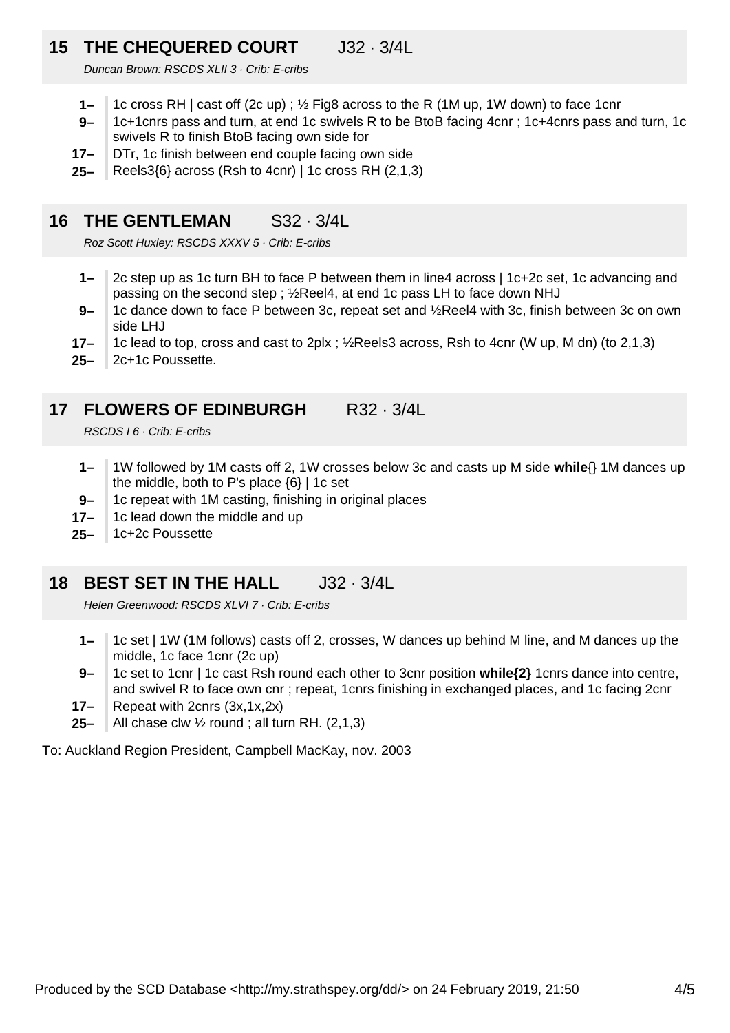## 15 THE CHEQUERED COURT J32 · 3/4L

*Duncan Brown: RSCDS XLII 3 · Crib: E-cribs*

**1–** 1c cross RH | cast off (2c up) ; ½ Fig8 across to the R (1M up, 1W down) to face 1cnr

**9–** 1c+1cnrs pass and turn, at end 1c swivels R to be BtoB facing 4cnr ; 1c+4cnrs pass and turn, 1c swivels R to finish BtoB facing own side for

**17–** DTr, 1c finish between end couple facing own side

**25–** Reels3{6} across (Rsh to 4cnr) | 1c cross RH (2,1,3)

## 16 THE GENTLEMAN S32 · 3/4L

*Roz Scott Huxley: RSCDS XXXV 5 · Crib: E-cribs*

**1–** 2c step up as 1c turn BH to face P between them in line4 across | 1c+2c set, 1c advancing and passing on the second step ; ½Reel4, at end 1c pass LH to face down NHJ

**9–** 1c dance down to face P between 3c, repeat set and ½Reel4 with 3c, finish between 3c on own side LHJ

**17–** 1c lead to top, cross and cast to 2plx ; ½Reels3 across, Rsh to 4cnr (W up, M dn) (to 2,1,3)

**25–** 2c+1c Poussette.

## 17 FLOWERS OF EDINBURGH R32 · 3/4L

*RSCDS I 6 · Crib: E-cribs*

**1–** 1W followed by 1M casts off 2, 1W crosses below 3c and casts up M side **while**{} 1M dances up the middle, both to P's place {6} | 1c set

**9–** 1c repeat with 1M casting, finishing in original places

**17–** 1c lead down the middle and up

**25–** 1c+2c Poussette

## 18 BEST SET IN THE HALL J32 · 3/4L

*Helen Greenwood: RSCDS XLVI 7 · Crib: E-cribs*

**1–** 1c set | 1W (1M follows) casts off 2, crosses, W dances up behind M line, and M dances up the middle, 1c face 1cnr (2c up)

**9–** 1c set to 1cnr | 1c cast Rsh round each other to 3cnr position **while{2}** 1cnrs dance into centre, and swivel R to face own cnr ; repeat, 1cnrs finishing in exchanged places, and 1c facing 2cnr

**17–** Repeat with 2cnrs (3x,1x,2x)

**25–** All chase clw ½ round ; all turn RH. (2,1,3)

To: Auckland Region President, Campbell MacKay, nov. 2003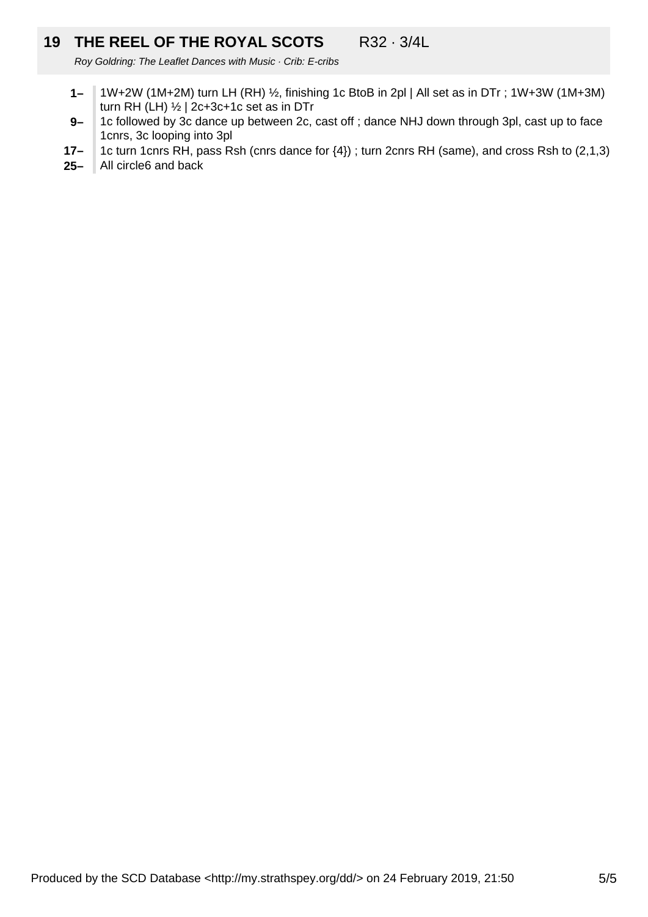## 19 THE REEL OF THE ROYAL SCOTS R32 · 3/4L

*Roy Goldring: The Leaflet Dances with Music · Crib: E-cribs*

**1–** 1W+2W (1M+2M) turn LH (RH) ½, finishing 1c BtoB in 2pl | All set as in DTr ; 1W+3W (1M+3M) turn RH (LH) ½ | 2c+3c+1c set as in DTr

**9–** 1c followed by 3c dance up between 2c, cast off ; dance NHJ down through 3pl, cast up to face 1cnrs, 3c looping into 3pl

**17–** 1c turn 1cnrs RH, pass Rsh (cnrs dance for {4}) ; turn 2cnrs RH (same), and cross Rsh to (2,1,3)

**25–** All circle6 and back

Produced by the SCD Database <http://my.strathspey.org/dd/> on 24 February 2019, 21:50